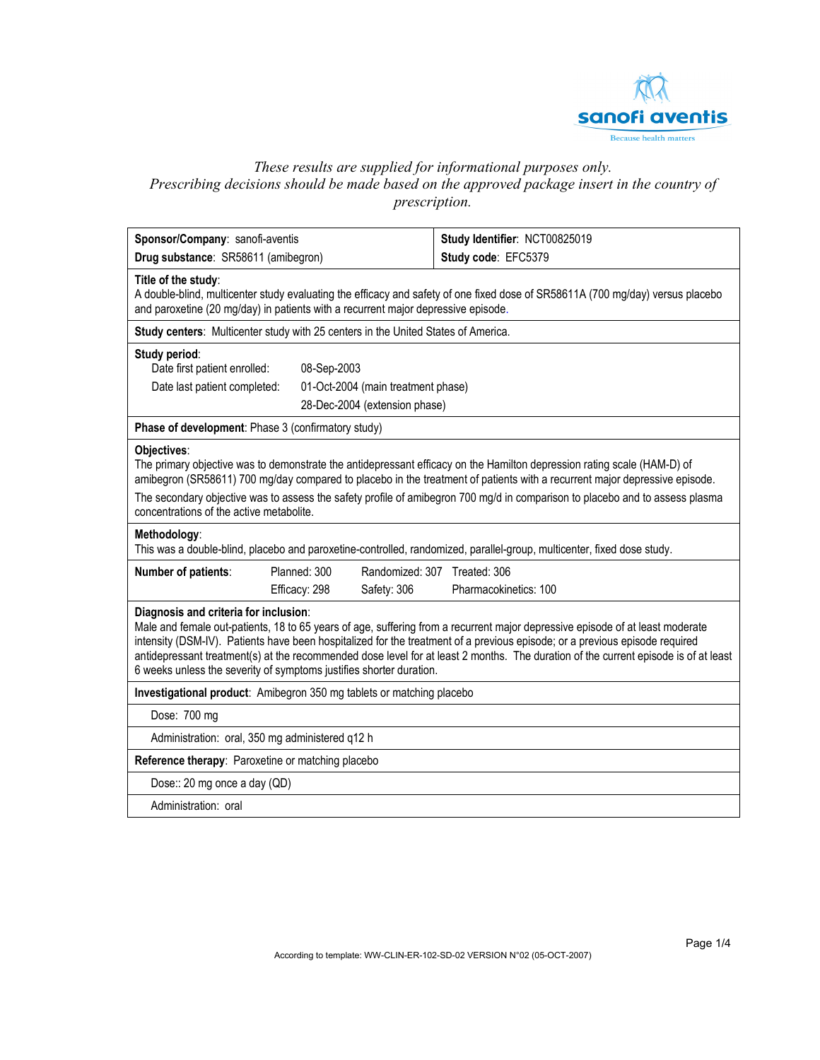*These results are supplied for informational purposes only.*
*Prescribing decisions should be made based on the approved package insert in the country of prescription.*

| | |
|---|---|
| **Sponsor/Company**: sanofi-aventis | **Study Identifier**: NCT00825019 |
| **Drug substance**: SR58611 (amibegron) | **Study code**: EFC5379 |

**Title of the study**:
A double-blind, multicenter study evaluating the efficacy and safety of one fixed dose of SR58611A (700 mg/day) versus placebo and paroxetine (20 mg/day) in patients with a recurrent major depressive episode.

**Study centers**: Multicenter study with 25 centers in the United States of America.

**Study period**:

| | |
|---|---|
| Date first patient enrolled: | 08-Sep-2003 |
| Date last patient completed: | 01-Oct-2004 (main treatment phase) |
| | 28-Dec-2004 (extension phase) |

**Phase of development**: Phase 3 (confirmatory study)

**Objectives**:
The primary objective was to demonstrate the antidepressant efficacy on the Hamilton depression rating scale (HAM-D) of amibegron (SR58611) 700 mg/day compared to placebo in the treatment of patients with a recurrent major depressive episode.

The secondary objective was to assess the safety profile of amibegron 700 mg/d in comparison to placebo and to assess plasma concentrations of the active metabolite.

**Methodology**:
This was a double-blind, placebo and paroxetine-controlled, randomized, parallel-group, multicenter, fixed dose study.

| | | | |
|---|---|---|---|
| **Number of patients**: | Planned: 300 | Randomized: 307 | Treated: 306 |
| | Efficacy: 298 | Safety: 306 | Pharmacokinetics: 100 |

**Diagnosis and criteria for inclusion**:
Male and female out-patients, 18 to 65 years of age, suffering from a recurrent major depressive episode of at least moderate intensity (DSM-IV). Patients have been hospitalized for the treatment of a previous episode; or a previous episode required antidepressant treatment(s) at the recommended dose level for at least 2 months. The duration of the current episode is of at least 6 weeks unless the severity of symptoms justifies shorter duration.

**Investigational product**: Amibegron 350 mg tablets or matching placebo

Dose: 700 mg

Administration: oral, 350 mg administered q12 h

**Reference therapy**: Paroxetine or matching placebo

Dose:: 20 mg once a day (QD)

Administration: oral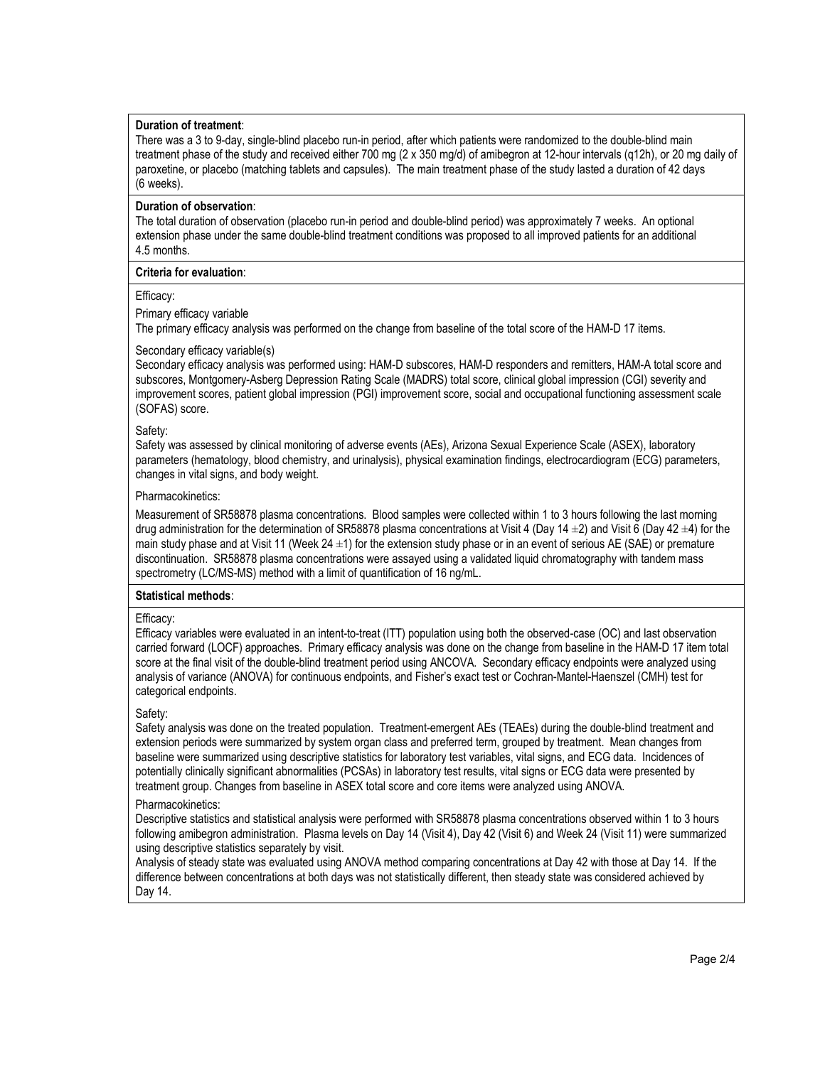**Duration of treatment**:

There was a 3 to 9-day, single-blind placebo run-in period, after which patients were randomized to the double-blind main treatment phase of the study and received either 700 mg (2 x 350 mg/d) of amibegron at 12-hour intervals (q12h), or 20 mg daily of paroxetine, or placebo (matching tablets and capsules). The main treatment phase of the study lasted a duration of 42 days (6 weeks).

**Duration of observation**:

The total duration of observation (placebo run-in period and double-blind period) was approximately 7 weeks. An optional extension phase under the same double-blind treatment conditions was proposed to all improved patients for an additional 4.5 months.

**Criteria for evaluation**:

Efficacy:

Primary efficacy variable

The primary efficacy analysis was performed on the change from baseline of the total score of the HAM-D 17 items.

Secondary efficacy variable(s)

Secondary efficacy analysis was performed using: HAM-D subscores, HAM-D responders and remitters, HAM-A total score and subscores, Montgomery-Asberg Depression Rating Scale (MADRS) total score, clinical global impression (CGI) severity and improvement scores, patient global impression (PGI) improvement score, social and occupational functioning assessment scale (SOFAS) score.

Safety:

Safety was assessed by clinical monitoring of adverse events (AEs), Arizona Sexual Experience Scale (ASEX), laboratory parameters (hematology, blood chemistry, and urinalysis), physical examination findings, electrocardiogram (ECG) parameters, changes in vital signs, and body weight.

Pharmacokinetics:

Measurement of SR58878 plasma concentrations. Blood samples were collected within 1 to 3 hours following the last morning drug administration for the determination of SR58878 plasma concentrations at Visit 4 (Day 14 $\pm$2) and Visit 6 (Day 42 $\pm$4) for the main study phase and at Visit 11 (Week 24 $\pm$1) for the extension study phase or in an event of serious AE (SAE) or premature discontinuation. SR58878 plasma concentrations were assayed using a validated liquid chromatography with tandem mass spectrometry (LC/MS-MS) method with a limit of quantification of 16 ng/mL.

**Statistical methods**:

Efficacy:

Efficacy variables were evaluated in an intent-to-treat (ITT) population using both the observed-case (OC) and last observation carried forward (LOCF) approaches. Primary efficacy analysis was done on the change from baseline in the HAM-D 17 item total score at the final visit of the double-blind treatment period using ANCOVA. Secondary efficacy endpoints were analyzed using analysis of variance (ANOVA) for continuous endpoints, and Fisher's exact test or Cochran-Mantel-Haenszel (CMH) test for categorical endpoints.

Safety:

Safety analysis was done on the treated population. Treatment-emergent AEs (TEAEs) during the double-blind treatment and extension periods were summarized by system organ class and preferred term, grouped by treatment. Mean changes from baseline were summarized using descriptive statistics for laboratory test variables, vital signs, and ECG data. Incidences of potentially clinically significant abnormalities (PCSAs) in laboratory test results, vital signs or ECG data were presented by treatment group. Changes from baseline in ASEX total score and core items were analyzed using ANOVA.

Pharmacokinetics:

Descriptive statistics and statistical analysis were performed with SR58878 plasma concentrations observed within 1 to 3 hours following amibegron administration. Plasma levels on Day 14 (Visit 4), Day 42 (Visit 6) and Week 24 (Visit 11) were summarized using descriptive statistics separately by visit.

Analysis of steady state was evaluated using ANOVA method comparing concentrations at Day 42 with those at Day 14. If the difference between concentrations at both days was not statistically different, then steady state was considered achieved by Day 14.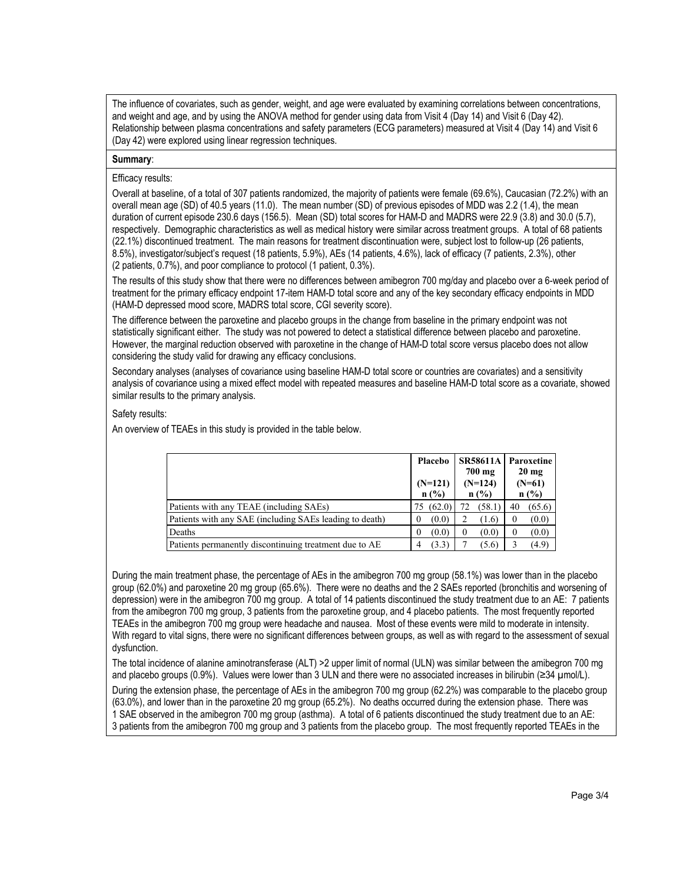The influence of covariates, such as gender, weight, and age were evaluated by examining correlations between concentrations, and weight and age, and by using the ANOVA method for gender using data from Visit 4 (Day 14) and Visit 6 (Day 42). Relationship between plasma concentrations and safety parameters (ECG parameters) measured at Visit 4 (Day 14) and Visit 6 (Day 42) were explored using linear regression techniques.

**Summary**:

Efficacy results:

Overall at baseline, of a total of 307 patients randomized, the majority of patients were female (69.6%), Caucasian (72.2%) with an overall mean age (SD) of 40.5 years (11.0). The mean number (SD) of previous episodes of MDD was 2.2 (1.4), the mean duration of current episode 230.6 days (156.5). Mean (SD) total scores for HAM-D and MADRS were 22.9 (3.8) and 30.0 (5.7), respectively. Demographic characteristics as well as medical history were similar across treatment groups. A total of 68 patients (22.1%) discontinued treatment. The main reasons for treatment discontinuation were, subject lost to follow-up (26 patients, 8.5%), investigator/subject's request (18 patients, 5.9%), AEs (14 patients, 4.6%), lack of efficacy (7 patients, 2.3%), other (2 patients, 0.7%), and poor compliance to protocol (1 patient, 0.3%).

The results of this study show that there were no differences between amibegron 700 mg/day and placebo over a 6-week period of treatment for the primary efficacy endpoint 17-item HAM-D total score and any of the key secondary efficacy endpoints in MDD (HAM-D depressed mood score, MADRS total score, CGI severity score).

The difference between the paroxetine and placebo groups in the change from baseline in the primary endpoint was not statistically significant either. The study was not powered to detect a statistical difference between placebo and paroxetine. However, the marginal reduction observed with paroxetine in the change of HAM-D total score versus placebo does not allow considering the study valid for drawing any efficacy conclusions.

Secondary analyses (analyses of covariance using baseline HAM-D total score or countries are covariates) and a sensitivity analysis of covariance using a mixed effect model with repeated measures and baseline HAM-D total score as a covariate, showed similar results to the primary analysis.

Safety results:

An overview of TEAEs in this study is provided in the table below.

| | Placebo (N=121) n (%) | SR58611A 700 mg (N=124) n (%) | Paroxetine 20 mg (N=61) n (%) |
|---|---|---|---|
| Patients with any TEAE (including SAEs) | 75 (62.0) | 72 (58.1) | 40 (65.6) |
| Patients with any SAE (including SAEs leading to death) | 0 (0.0) | 2 (1.6) | 0 (0.0) |
| Deaths | 0 (0.0) | 0 (0.0) | 0 (0.0) |
| Patients permanently discontinuing treatment due to AE | 4 (3.3) | 7 (5.6) | 3 (4.9) |

During the main treatment phase, the percentage of AEs in the amibegron 700 mg group (58.1%) was lower than in the placebo group (62.0%) and paroxetine 20 mg group (65.6%). There were no deaths and the 2 SAEs reported (bronchitis and worsening of depression) were in the amibegron 700 mg group. A total of 14 patients discontinued the study treatment due to an AE: 7 patients from the amibegron 700 mg group, 3 patients from the paroxetine group, and 4 placebo patients. The most frequently reported TEAEs in the amibegron 700 mg group were headache and nausea. Most of these events were mild to moderate in intensity. With regard to vital signs, there were no significant differences between groups, as well as with regard to the assessment of sexual dysfunction.

The total incidence of alanine aminotransferase (ALT) >2 upper limit of normal (ULN) was similar between the amibegron 700 mg and placebo groups (0.9%). Values were lower than 3 ULN and there were no associated increases in bilirubin (≥34 μmol/L).

During the extension phase, the percentage of AEs in the amibegron 700 mg group (62.2%) was comparable to the placebo group (63.0%), and lower than in the paroxetine 20 mg group (65.2%). No deaths occurred during the extension phase. There was 1 SAE observed in the amibegron 700 mg group (asthma). A total of 6 patients discontinued the study treatment due to an AE: 3 patients from the amibegron 700 mg group and 3 patients from the placebo group. The most frequently reported TEAEs in the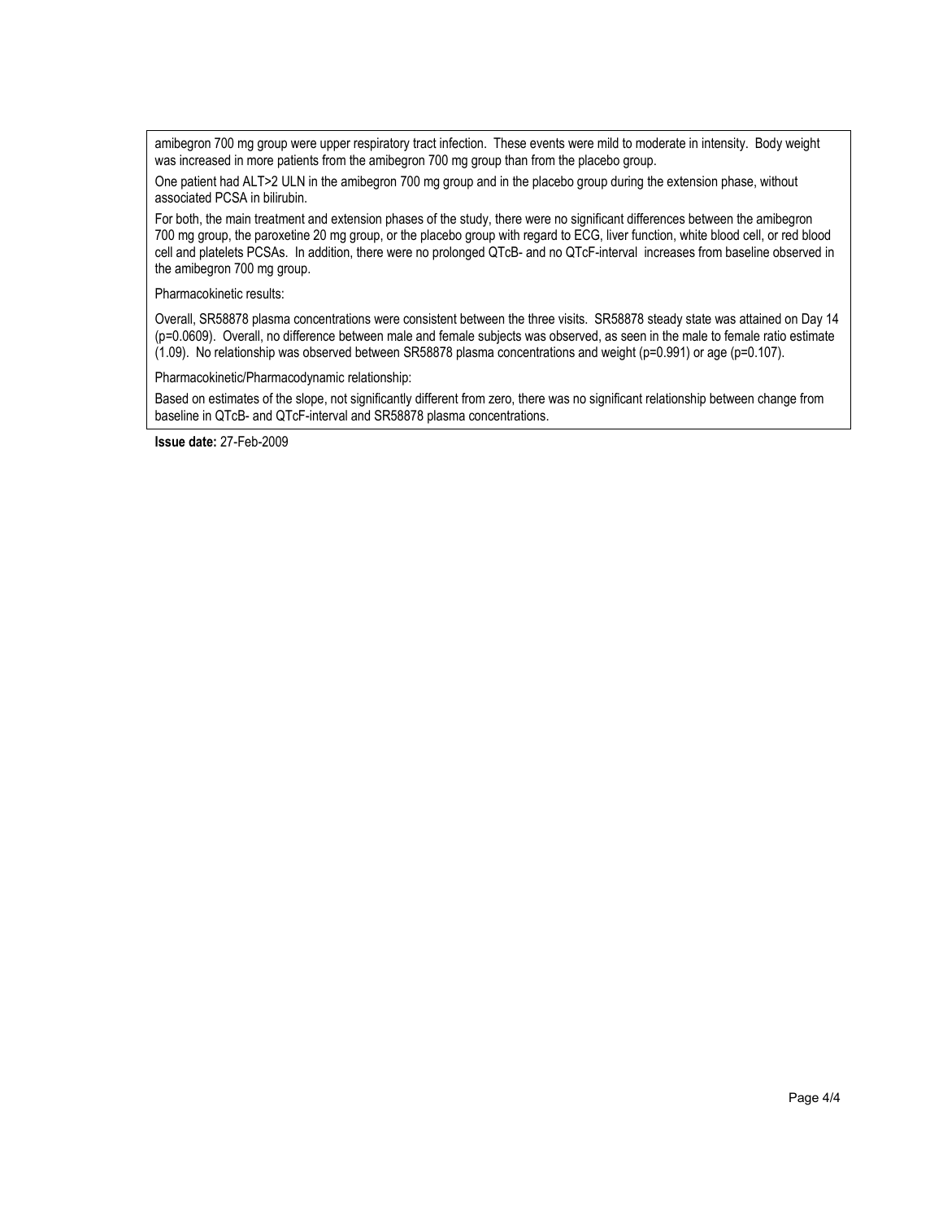amibegron 700 mg group were upper respiratory tract infection. These events were mild to moderate in intensity. Body weight was increased in more patients from the amibegron 700 mg group than from the placebo group.

One patient had ALT>2 ULN in the amibegron 700 mg group and in the placebo group during the extension phase, without associated PCSA in bilirubin.

For both, the main treatment and extension phases of the study, there were no significant differences between the amibegron 700 mg group, the paroxetine 20 mg group, or the placebo group with regard to ECG, liver function, white blood cell, or red blood cell and platelets PCSAs. In addition, there were no prolonged QTcB- and no QTcF-interval increases from baseline observed in the amibegron 700 mg group.

Pharmacokinetic results:

Overall, SR58878 plasma concentrations were consistent between the three visits. SR58878 steady state was attained on Day 14 ($p=0.0609$). Overall, no difference between male and female subjects was observed, as seen in the male to female ratio estimate (1.09). No relationship was observed between SR58878 plasma concentrations and weight ($p=0.991$) or age ($p=0.107$).

Pharmacokinetic/Pharmacodynamic relationship:

Based on estimates of the slope, not significantly different from zero, there was no significant relationship between change from baseline in QTcB- and QTcF-interval and SR58878 plasma concentrations.

**Issue date:** 27-Feb-2009